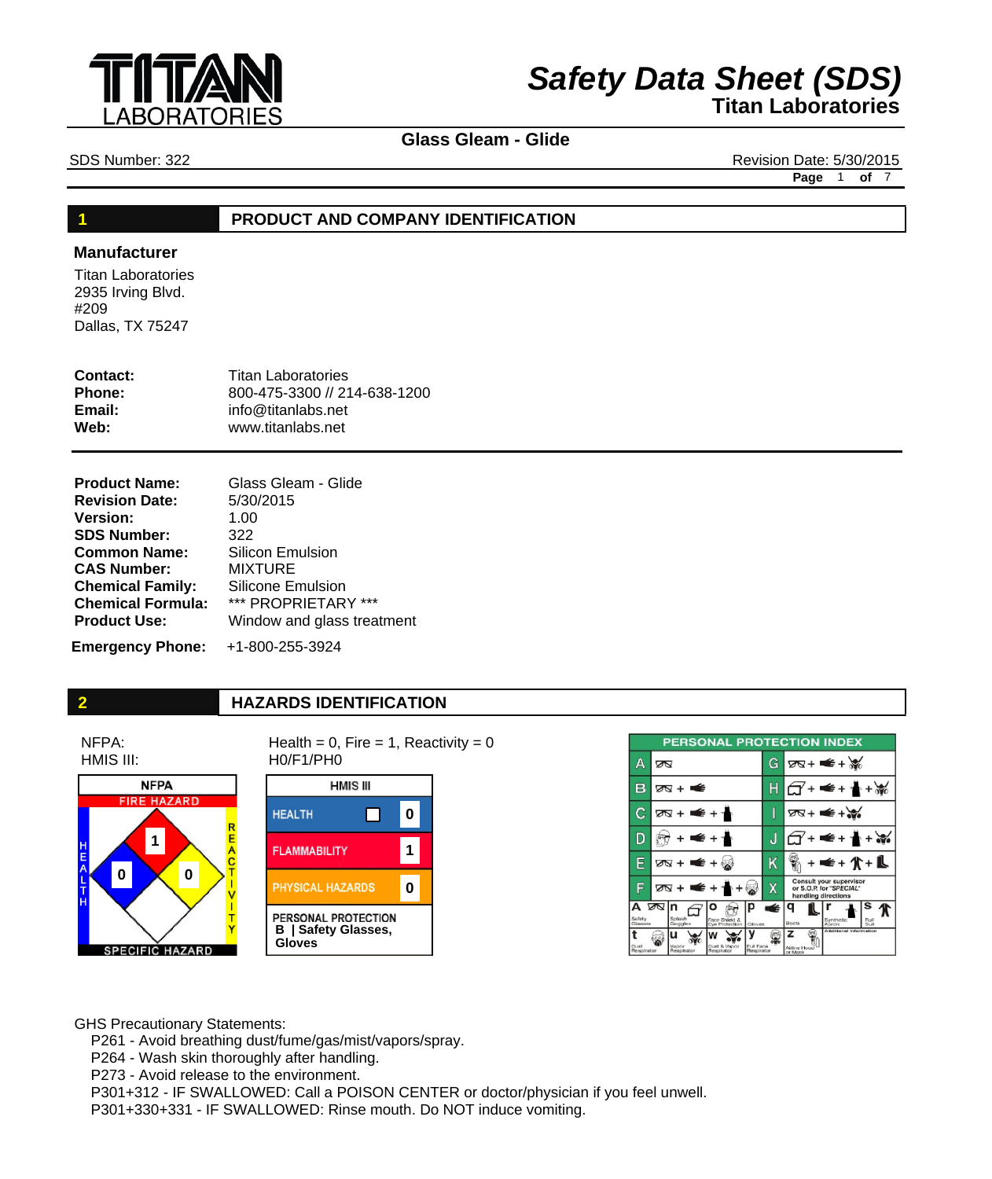# Safety Data Sheet (SDS)

**Titan Laboratories**

## Glass Gleam - Glide

SDS Number: 322 Revision Date: 5/30/2015

## 1 PRODUCT AND COMPANY IDENTIFICATION

### Manufacturer

Titan Laboratories
2935 Irving Blvd.
#209
Dallas, TX 75247

**Contact:** Titan Laboratories
**Phone:** 800-475-3300 // 214-638-1200
**Email:** info@titanlabs.net
**Web:** www.titanlabs.net

**Product Name:** Glass Gleam - Glide
**Revision Date:** 5/30/2015
**Version:** 1.00
**SDS Number:** 322
**Common Name:** Silicon Emulsion
**CAS Number:** MIXTURE
**Chemical Family:** Silicone Emulsion
**Chemical Formula:** *** PROPRIETARY ***
**Product Use:** Window and glass treatment

**Emergency Phone:** +1-800-255-3924

## 2 HAZARDS IDENTIFICATION

NFPA: Health = 0, Fire = 1, Reactivity = 0
HMIS III: H0/F1/PH0

**NFPA**

| FIRE HAZARD | HEALTH | REACTIVITY | SPECIFIC HAZARD |
|---|---|---|---|
| 1 | 0 | 0 | |

**HMIS III**

| Category | Rating |
|---|---|
| HEALTH | 0 |
| FLAMMABILITY | 1 |
| PHYSICAL HAZARDS | 0 |
| PERSONAL PROTECTION | B \| Safety Glasses, Gloves |

**PERSONAL PROTECTION INDEX**

| Code | Protection | Code | Protection |
|---|---|---|---|
| A | Safety Glasses | G | Safety Glasses + Gloves + Vapor Respirator |
| B | Safety Glasses + Gloves | H | Splash Goggles + Gloves + Synthetic Apron + Vapor Respirator |
| C | Safety Glasses + Gloves + Synthetic Apron | I | Safety Glasses + Gloves + Dust & Vapor Respirator |
| D | Face Shield & Eye Protection + Gloves + Synthetic Apron | J | Splash Goggles + Gloves + Synthetic Apron + Dust & Vapor Respirator |
| E | Safety Glasses + Gloves + Dust Respirator | K | Airline Hood or Mask + Gloves + Full Suit + Boots |
| F | Safety Glasses + Gloves + Synthetic Apron + Dust Respirator | X | Consult your supervisor or S.O.P. for "SPECIAL" handling directions |

| Code | Item | Code | Item |
|---|---|---|---|
| A | Safety Glasses | t | Dust Respirator |
| n | Splash Goggles | u | Vapor Respirator |
| o | Face Shield & Eye Protection | w | Dust & Vapor Respirator |
| p | Gloves | y | Full Face Respirator |
| q | Boots | z | Airline Hood or Mask |
| r | Synthetic Apron | | Additional Information |
| s | Full Suit | | |

GHS Precautionary Statements:

- P261 - Avoid breathing dust/fume/gas/mist/vapors/spray.
- P264 - Wash skin thoroughly after handling.
- P273 - Avoid release to the environment.
- P301+312 - IF SWALLOWED: Call a POISON CENTER or doctor/physician if you feel unwell.
- P301+330+331 - IF SWALLOWED: Rinse mouth. Do NOT induce vomiting.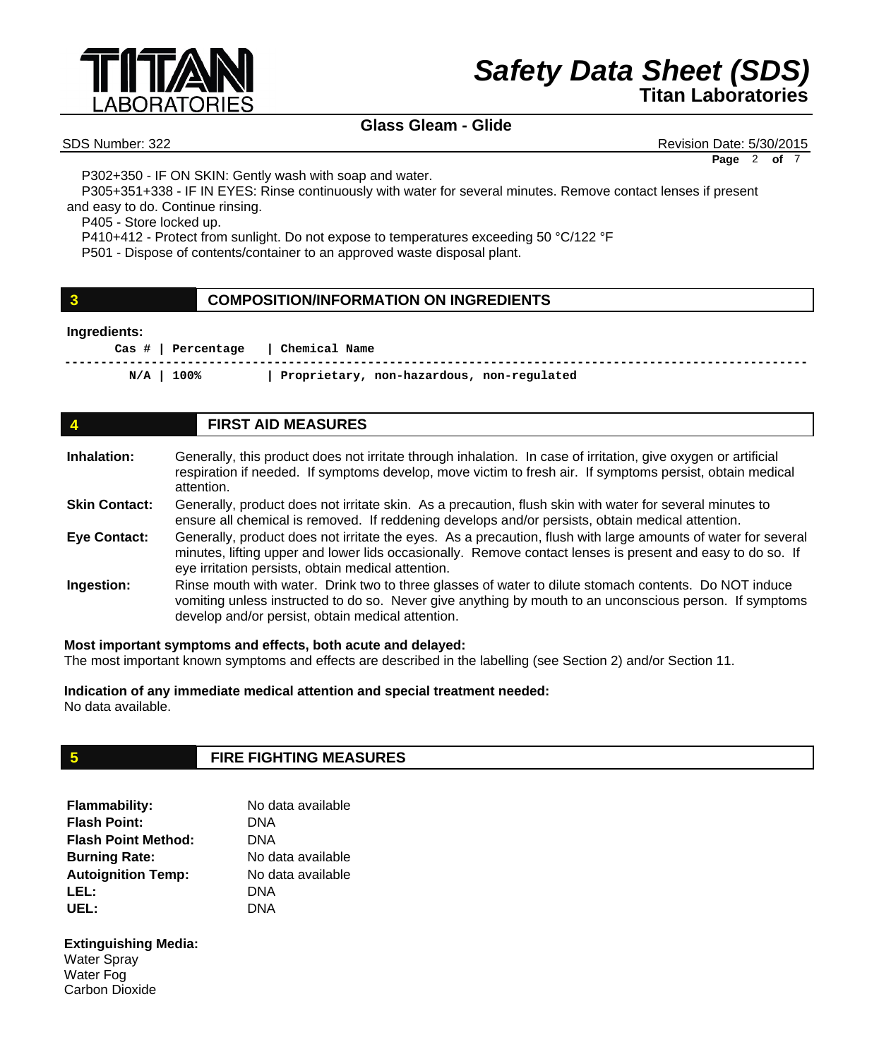P302+350 - IF ON SKIN: Gently wash with soap and water.
P305+351+338 - IF IN EYES: Rinse continuously with water for several minutes. Remove contact lenses if present and easy to do. Continue rinsing.
P405 - Store locked up.
P410+412 - Protect from sunlight. Do not expose to temperatures exceeding 50 °C/122 °F
P501 - Dispose of contents/container to an approved waste disposal plant.

## 3 COMPOSITION/INFORMATION ON INGREDIENTS

**Ingredients:**

| Cas # | Percentage | Chemical Name |
|---|---|---|
| N/A | 100% | Proprietary, non-hazardous, non-regulated |

## 4 FIRST AID MEASURES

**Inhalation:** Generally, this product does not irritate through inhalation. In case of irritation, give oxygen or artificial respiration if needed. If symptoms develop, move victim to fresh air. If symptoms persist, obtain medical attention.

**Skin Contact:** Generally, product does not irritate skin. As a precaution, flush skin with water for several minutes to ensure all chemical is removed. If reddening develops and/or persists, obtain medical attention.

**Eye Contact:** Generally, product does not irritate the eyes. As a precaution, flush with large amounts of water for several minutes, lifting upper and lower lids occasionally. Remove contact lenses is present and easy to do so. If eye irritation persists, obtain medical attention.

**Ingestion:** Rinse mouth with water. Drink two to three glasses of water to dilute stomach contents. Do NOT induce vomiting unless instructed to do so. Never give anything by mouth to an unconscious person. If symptoms develop and/or persist, obtain medical attention.

**Most important symptoms and effects, both acute and delayed:**
The most important known symptoms and effects are described in the labelling (see Section 2) and/or Section 11.

**Indication of any immediate medical attention and special treatment needed:**
No data available.

## 5 FIRE FIGHTING MEASURES

**Flammability:** No data available
**Flash Point:** DNA
**Flash Point Method:** DNA
**Burning Rate:** No data available
**Autoignition Temp:** No data available
**LEL:** DNA
**UEL:** DNA

**Extinguishing Media:**
Water Spray
Water Fog
Carbon Dioxide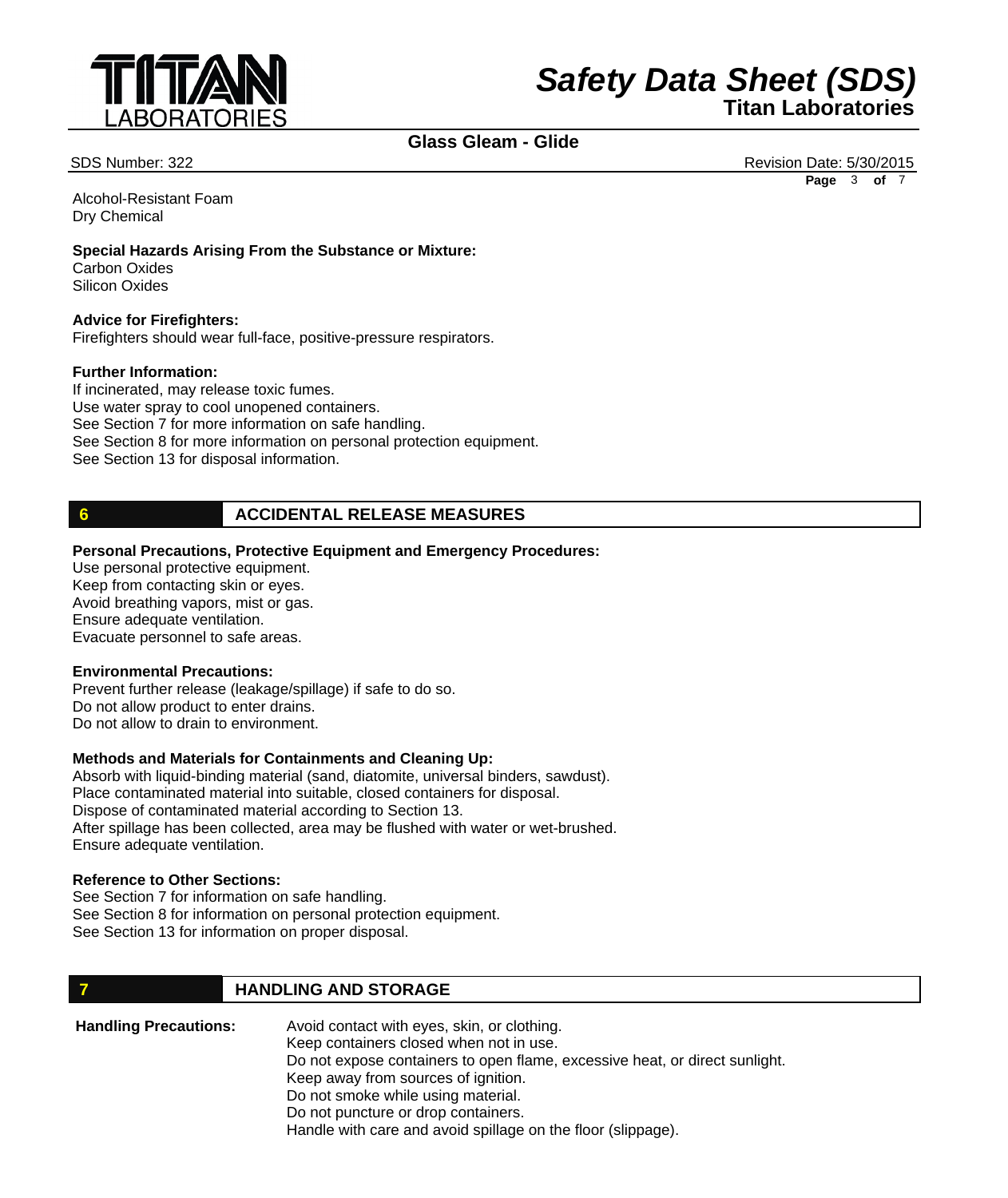Alcohol-Resistant Foam
Dry Chemical

**Special Hazards Arising From the Substance or Mixture:**
Carbon Oxides
Silicon Oxides

**Advice for Firefighters:**
Firefighters should wear full-face, positive-pressure respirators.

**Further Information:**
If incinerated, may release toxic fumes.
Use water spray to cool unopened containers.
See Section 7 for more information on safe handling.
See Section 8 for more information on personal protection equipment.
See Section 13 for disposal information.

## 6 ACCIDENTAL RELEASE MEASURES

**Personal Precautions, Protective Equipment and Emergency Procedures:**
Use personal protective equipment.
Keep from contacting skin or eyes.
Avoid breathing vapors, mist or gas.
Ensure adequate ventilation.
Evacuate personnel to safe areas.

**Environmental Precautions:**
Prevent further release (leakage/spillage) if safe to do so.
Do not allow product to enter drains.
Do not allow to drain to environment.

**Methods and Materials for Containments and Cleaning Up:**
Absorb with liquid-binding material (sand, diatomite, universal binders, sawdust).
Place contaminated material into suitable, closed containers for disposal.
Dispose of contaminated material according to Section 13.
After spillage has been collected, area may be flushed with water or wet-brushed.
Ensure adequate ventilation.

**Reference to Other Sections:**
See Section 7 for information on safe handling.
See Section 8 for information on personal protection equipment.
See Section 13 for information on proper disposal.

## 7 HANDLING AND STORAGE

**Handling Precautions:**
Avoid contact with eyes, skin, or clothing.
Keep containers closed when not in use.
Do not expose containers to open flame, excessive heat, or direct sunlight.
Keep away from sources of ignition.
Do not smoke while using material.
Do not puncture or drop containers.
Handle with care and avoid spillage on the floor (slippage).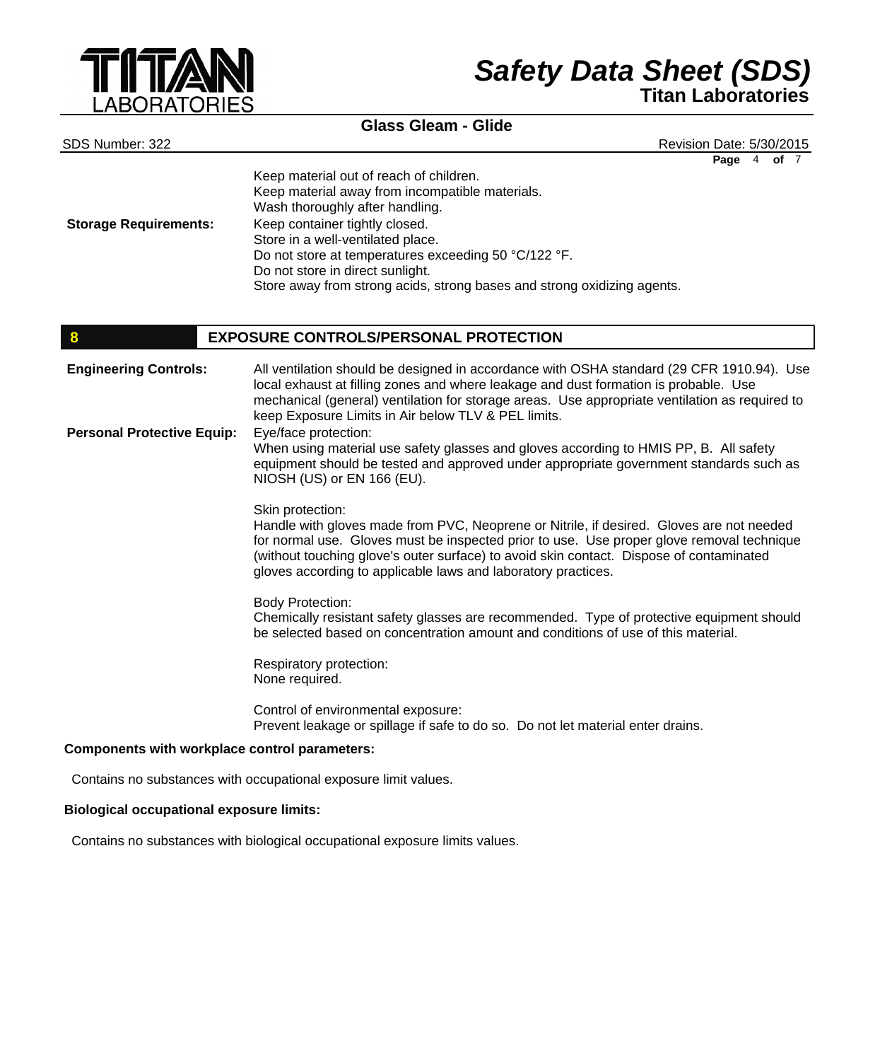**Storage Requirements:**

Keep material out of reach of children.
Keep material away from incompatible materials.
Wash thoroughly after handling.
Keep container tightly closed.
Store in a well-ventilated place.
Do not store at temperatures exceeding 50 °C/122 °F.
Do not store in direct sunlight.
Store away from strong acids, strong bases and strong oxidizing agents.

## 8 EXPOSURE CONTROLS/PERSONAL PROTECTION

**Engineering Controls:** All ventilation should be designed in accordance with OSHA standard (29 CFR 1910.94). Use local exhaust at filling zones and where leakage and dust formation is probable. Use mechanical (general) ventilation for storage areas. Use appropriate ventilation as required to keep Exposure Limits in Air below TLV & PEL limits.

**Personal Protective Equip:**

Eye/face protection:
When using material use safety glasses and gloves according to HMIS PP, B. All safety equipment should be tested and approved under appropriate government standards such as NIOSH (US) or EN 166 (EU).

Skin protection:
Handle with gloves made from PVC, Neoprene or Nitrile, if desired. Gloves are not needed for normal use. Gloves must be inspected prior to use. Use proper glove removal technique (without touching glove's outer surface) to avoid skin contact. Dispose of contaminated gloves according to applicable laws and laboratory practices.

Body Protection:
Chemically resistant safety glasses are recommended. Type of protective equipment should be selected based on concentration amount and conditions of use of this material.

Respiratory protection:
None required.

Control of environmental exposure:
Prevent leakage or spillage if safe to do so. Do not let material enter drains.

**Components with workplace control parameters:**

Contains no substances with occupational exposure limit values.

**Biological occupational exposure limits:**

Contains no substances with biological occupational exposure limits values.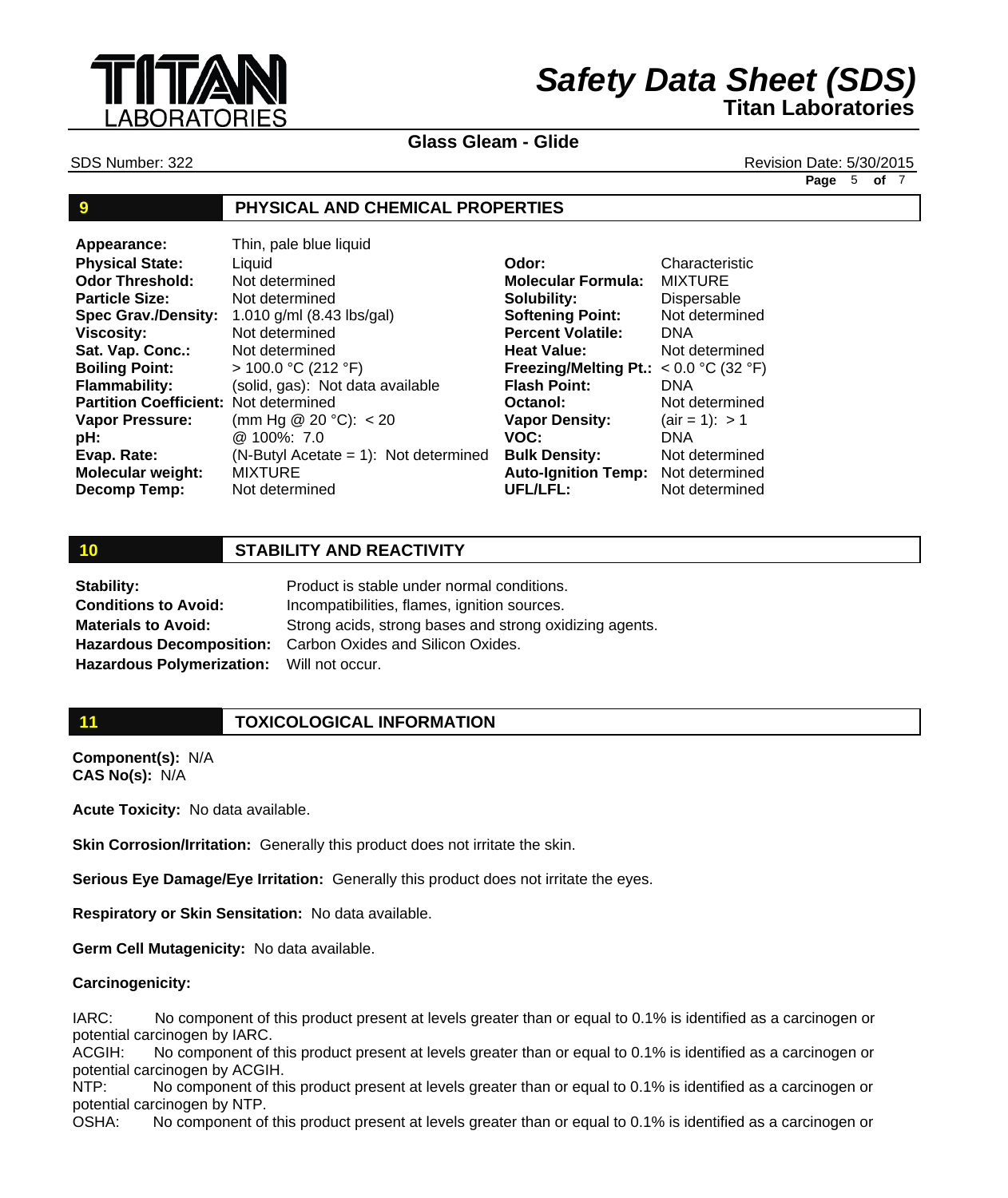## 9 PHYSICAL AND CHEMICAL PROPERTIES

| | | | |
|---|---|---|---|
| **Appearance:** | Thin, pale blue liquid | | |
| **Physical State:** | Liquid | **Odor:** | Characteristic |
| **Odor Threshold:** | Not determined | **Molecular Formula:** | MIXTURE |
| **Particle Size:** | Not determined | **Solubility:** | Dispersable |
| **Spec Grav./Density:** | 1.010 g/ml (8.43 lbs/gal) | **Softening Point:** | Not determined |
| **Viscosity:** | Not determined | **Percent Volatile:** | DNA |
| **Sat. Vap. Conc.:** | Not determined | **Heat Value:** | Not determined |
| **Boiling Point:** | > 100.0 °C (212 °F) | **Freezing/Melting Pt.:** | < 0.0 °C (32 °F) |
| **Flammability:** | (solid, gas): Not data available | **Flash Point:** | DNA |
| **Partition Coefficient:** | Not determined | **Octanol:** | Not determined |
| **Vapor Pressure:** | (mm Hg @ 20 °C): < 20 | **Vapor Density:** | (air = 1): > 1 |
| **pH:** | @ 100%: 7.0 | **VOC:** | DNA |
| **Evap. Rate:** | (N-Butyl Acetate = 1): Not determined | **Bulk Density:** | Not determined |
| **Molecular weight:** | MIXTURE | **Auto-Ignition Temp:** | Not determined |
| **Decomp Temp:** | Not determined | **UFL/LFL:** | Not determined |

## 10 STABILITY AND REACTIVITY

| | |
|---|---|
| **Stability:** | Product is stable under normal conditions. |
| **Conditions to Avoid:** | Incompatibilities, flames, ignition sources. |
| **Materials to Avoid:** | Strong acids, strong bases and strong oxidizing agents. |
| **Hazardous Decomposition:** | Carbon Oxides and Silicon Oxides. |
| **Hazardous Polymerization:** | Will not occur. |

## 11 TOXICOLOGICAL INFORMATION

**Component(s):** N/A
**CAS No(s):** N/A

**Acute Toxicity:** No data available.

**Skin Corrosion/Irritation:** Generally this product does not irritate the skin.

**Serious Eye Damage/Eye Irritation:** Generally this product does not irritate the eyes.

**Respiratory or Skin Sensitation:** No data available.

**Germ Cell Mutagenicity:** No data available.

**Carcinogenicity:**

IARC: No component of this product present at levels greater than or equal to 0.1% is identified as a carcinogen or potential carcinogen by IARC.
ACGIH: No component of this product present at levels greater than or equal to 0.1% is identified as a carcinogen or potential carcinogen by ACGIH.
NTP: No component of this product present at levels greater than or equal to 0.1% is identified as a carcinogen or potential carcinogen by NTP.
OSHA: No component of this product present at levels greater than or equal to 0.1% is identified as a carcinogen or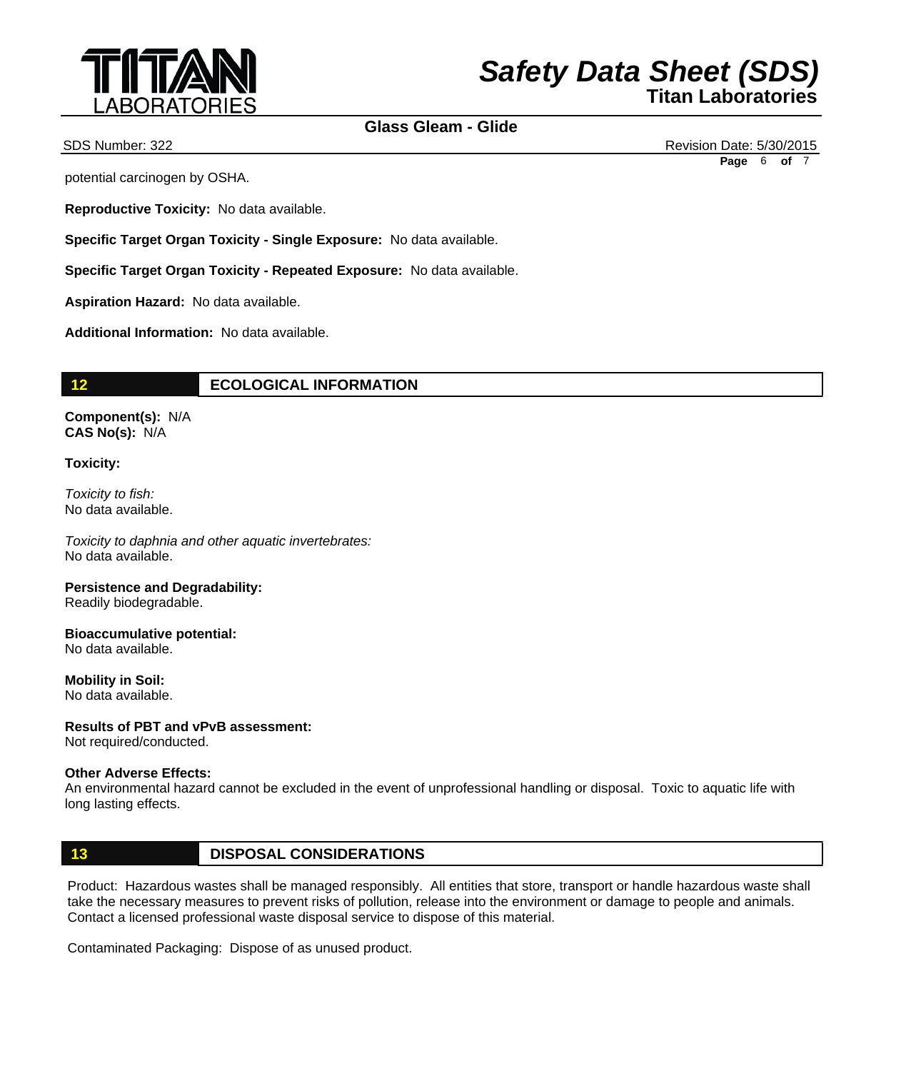potential carcinogen by OSHA.

**Reproductive Toxicity:** No data available.

**Specific Target Organ Toxicity - Single Exposure:** No data available.

**Specific Target Organ Toxicity - Repeated Exposure:** No data available.

**Aspiration Hazard:** No data available.

**Additional Information:** No data available.

## 12 ECOLOGICAL INFORMATION

**Component(s):** N/A
**CAS No(s):** N/A

**Toxicity:**

*Toxicity to fish:*
No data available.

*Toxicity to daphnia and other aquatic invertebrates:*
No data available.

**Persistence and Degradability:**
Readily biodegradable.

**Bioaccumulative potential:**
No data available.

**Mobility in Soil:**
No data available.

**Results of PBT and vPvB assessment:**
Not required/conducted.

**Other Adverse Effects:**
An environmental hazard cannot be excluded in the event of unprofessional handling or disposal. Toxic to aquatic life with long lasting effects.

## 13 DISPOSAL CONSIDERATIONS

Product: Hazardous wastes shall be managed responsibly. All entities that store, transport or handle hazardous waste shall take the necessary measures to prevent risks of pollution, release into the environment or damage to people and animals. Contact a licensed professional waste disposal service to dispose of this material.

Contaminated Packaging: Dispose of as unused product.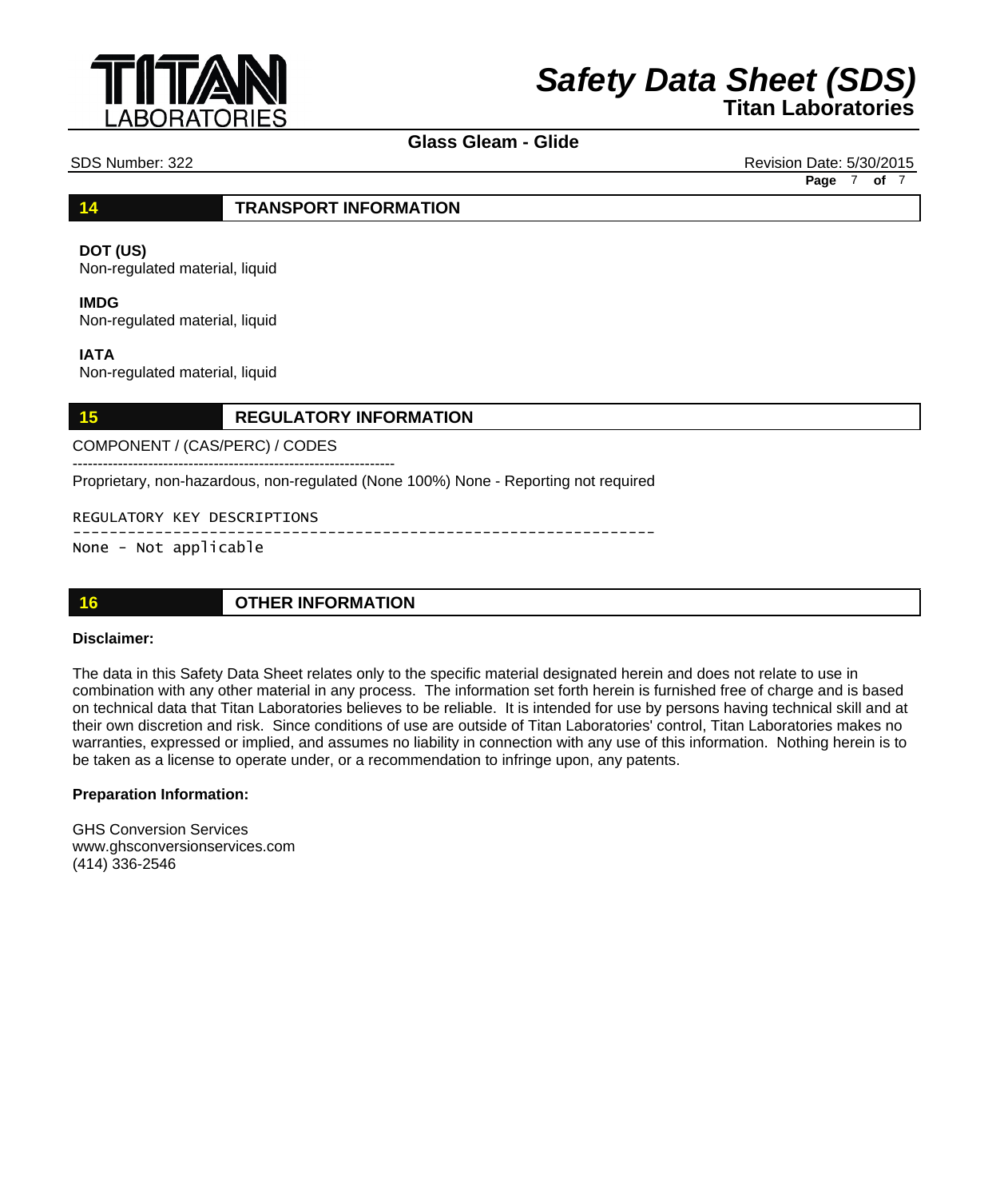## 14 TRANSPORT INFORMATION

**DOT (US)**
Non-regulated material, liquid

**IMDG**
Non-regulated material, liquid

**IATA**
Non-regulated material, liquid

## 15 REGULATORY INFORMATION

COMPONENT / (CAS/PERC) / CODES
----------------------------------------------------------------
Proprietary, non-hazardous, non-regulated (None 100%) None - Reporting not required

```
REGULATORY KEY DESCRIPTIONS
----------------------------------------------------------------
None - Not applicable
```

## 16 OTHER INFORMATION

**Disclaimer:**

The data in this Safety Data Sheet relates only to the specific material designated herein and does not relate to use in combination with any other material in any process. The information set forth herein is furnished free of charge and is based on technical data that Titan Laboratories believes to be reliable. It is intended for use by persons having technical skill and at their own discretion and risk. Since conditions of use are outside of Titan Laboratories' control, Titan Laboratories makes no warranties, expressed or implied, and assumes no liability in connection with any use of this information. Nothing herein is to be taken as a license to operate under, or a recommendation to infringe upon, any patents.

**Preparation Information:**

GHS Conversion Services
www.ghsconversionservices.com
(414) 336-2546